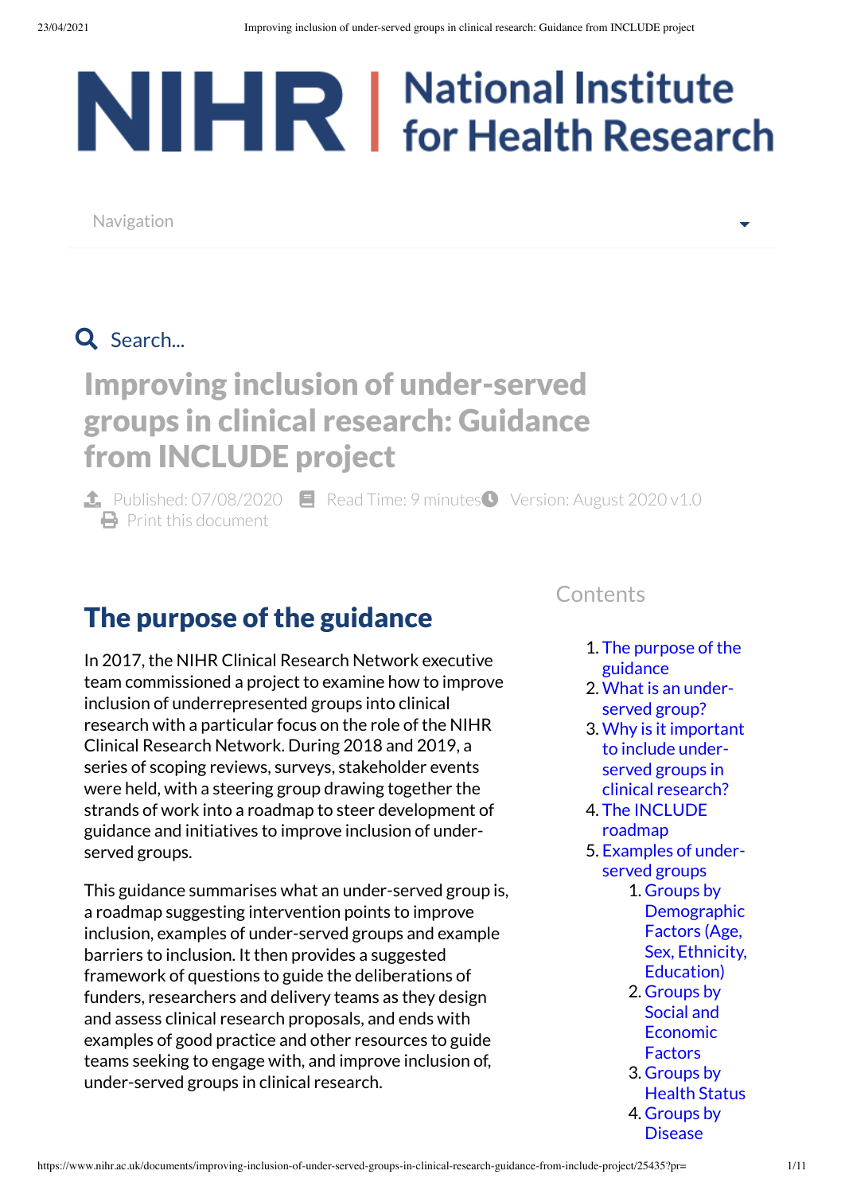# National Institute for Health Research

Navigation

Search...

# Improving inclusion of under-served groups in clinical research: Guidance from INCLUDE project

Published: 07/08/2020 Read Time: 9 minutes Version: August 2020 v1.0
Print this document

## Contents

1. The purpose of the guidance
2. What is an under-served group?
3. Why is it important to include under-served groups in clinical research?
4. The INCLUDE roadmap
5. Examples of under-served groups
    1. Groups by Demographic Factors (Age, Sex, Ethnicity, Education)
    2. Groups by Social and Economic Factors
    3. Groups by Health Status
    4. Groups by Disease

## The purpose of the guidance

In 2017, the NIHR Clinical Research Network executive team commissioned a project to examine how to improve inclusion of underrepresented groups into clinical research with a particular focus on the role of the NIHR Clinical Research Network. During 2018 and 2019, a series of scoping reviews, surveys, stakeholder events were held, with a steering group drawing together the strands of work into a roadmap to steer development of guidance and initiatives to improve inclusion of under-served groups.

This guidance summarises what an under-served group is, a roadmap suggesting intervention points to improve inclusion, examples of under-served groups and example barriers to inclusion. It then provides a suggested framework of questions to guide the deliberations of funders, researchers and delivery teams as they design and assess clinical research proposals, and ends with examples of good practice and other resources to guide teams seeking to engage with, and improve inclusion of, under-served groups in clinical research.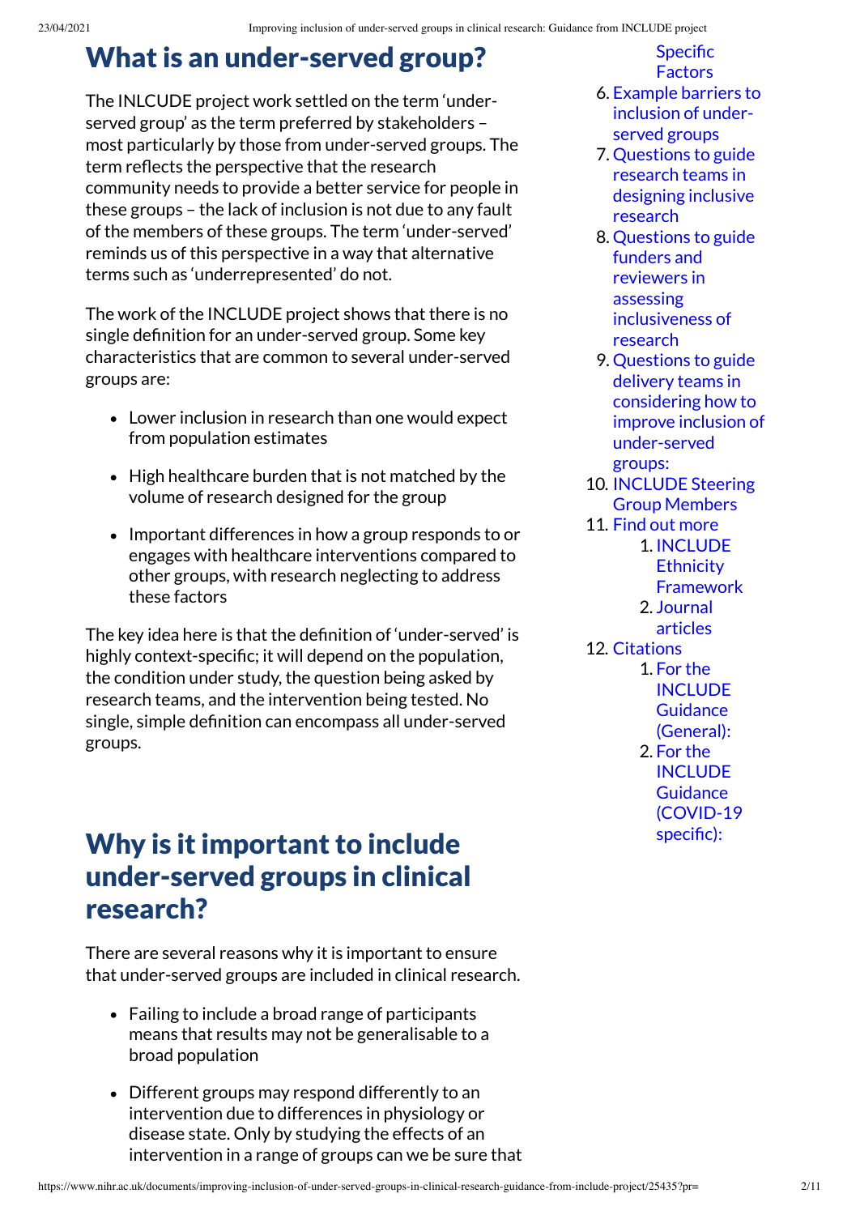# What is an under-served group?

The INLCUDE project work settled on the term 'under-served group' as the term preferred by stakeholders – most particularly by those from under-served groups. The term reflects the perspective that the research community needs to provide a better service for people in these groups – the lack of inclusion is not due to any fault of the members of these groups. The term 'under-served' reminds us of this perspective in a way that alternative terms such as 'underrepresented' do not.

The work of the INCLUDE project shows that there is no single definition for an under-served group. Some key characteristics that are common to several under-served groups are:

- Lower inclusion in research than one would expect from population estimates
- High healthcare burden that is not matched by the volume of research designed for the group
- Important differences in how a group responds to or engages with healthcare interventions compared to other groups, with research neglecting to address these factors

The key idea here is that the definition of 'under-served' is highly context-specific; it will depend on the population, the condition under study, the question being asked by research teams, and the intervention being tested. No single, simple definition can encompass all under-served groups.

# Why is it important to include under-served groups in clinical research?

There are several reasons why it is important to ensure that under-served groups are included in clinical research.

- Failing to include a broad range of participants means that results may not be generalisable to a broad population
- Different groups may respond differently to an intervention due to differences in physiology or disease state. Only by studying the effects of an intervention in a range of groups can we be sure that

Specific Factors

6. Example barriers to inclusion of under-served groups
7. Questions to guide research teams in designing inclusive research
8. Questions to guide funders and reviewers in assessing inclusiveness of research
9. Questions to guide delivery teams in considering how to improve inclusion of under-served groups:
10. INCLUDE Steering Group Members
11. Find out more
    1. INCLUDE Ethnicity Framework
    2. Journal articles
12. Citations
    1. For the INCLUDE Guidance (General):
    2. For the INCLUDE Guidance (COVID-19 specific):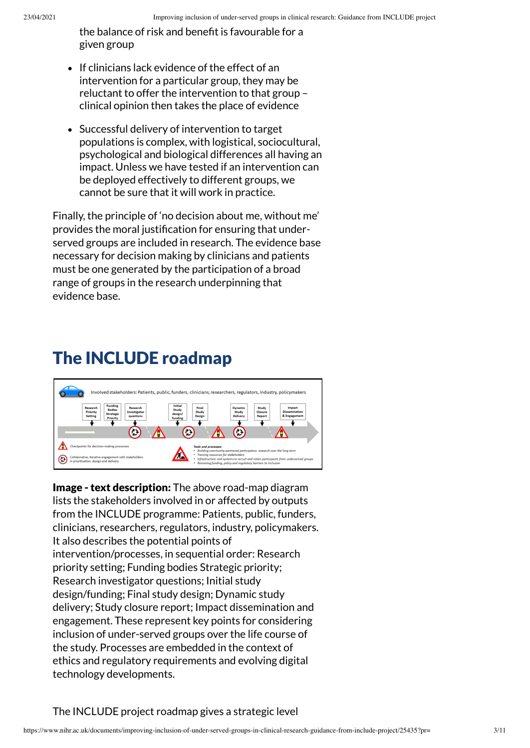the balance of risk and benefit is favourable for a given group

- If clinicians lack evidence of the effect of an intervention for a particular group, they may be reluctant to offer the intervention to that group – clinical opinion then takes the place of evidence
- Successful delivery of intervention to target populations is complex, with logistical, sociocultural, psychological and biological differences all having an impact. Unless we have tested if an intervention can be deployed effectively to different groups, we cannot be sure that it will work in practice.

Finally, the principle of 'no decision about me, without me' provides the moral justification for ensuring that under-served groups are included in research. The evidence base necessary for decision making by clinicians and patients must be one generated by the participation of a broad range of groups in the research underpinning that evidence base.

## The INCLUDE roadmap

**Image - text description:** The above road-map diagram lists the stakeholders involved in or affected by outputs from the INCLUDE programme: Patients, public, funders, clinicians, researchers, regulators, industry, policymakers. It also describes the potential points of intervention/processes, in sequential order: Research priority setting; Funding bodies Strategic priority; Research investigator questions; Initial study design/funding; Final study design; Dynamic study delivery; Study closure report; Impact dissemination and engagement. These represent key points for considering inclusion of under-served groups over the life course of the study. Processes are embedded in the context of ethics and regulatory requirements and evolving digital technology developments.

The INCLUDE project roadmap gives a strategic level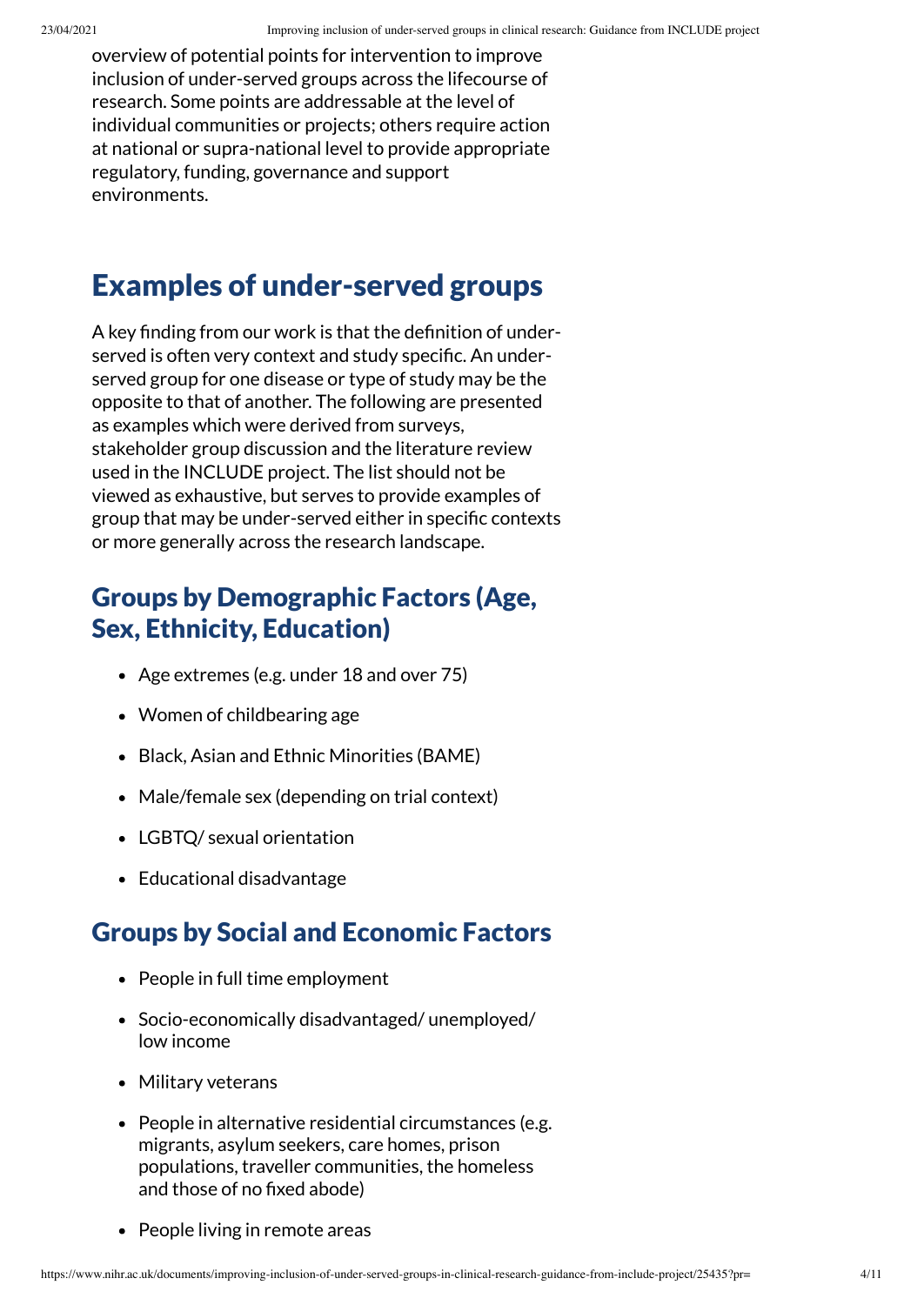overview of potential points for intervention to improve inclusion of under-served groups across the lifecourse of research. Some points are addressable at the level of individual communities or projects; others require action at national or supra-national level to provide appropriate regulatory, funding, governance and support environments.

## Examples of under-served groups

A key finding from our work is that the definition of under-served is often very context and study specific. An under-served group for one disease or type of study may be the opposite to that of another. The following are presented as examples which were derived from surveys, stakeholder group discussion and the literature review used in the INCLUDE project. The list should not be viewed as exhaustive, but serves to provide examples of group that may be under-served either in specific contexts or more generally across the research landscape.

### Groups by Demographic Factors (Age, Sex, Ethnicity, Education)

- Age extremes (e.g. under 18 and over 75)
- Women of childbearing age
- Black, Asian and Ethnic Minorities (BAME)
- Male/female sex (depending on trial context)
- LGBTQ/ sexual orientation
- Educational disadvantage

### Groups by Social and Economic Factors

- People in full time employment
- Socio-economically disadvantaged/ unemployed/ low income
- Military veterans
- People in alternative residential circumstances (e.g. migrants, asylum seekers, care homes, prison populations, traveller communities, the homeless and those of no fixed abode)
- People living in remote areas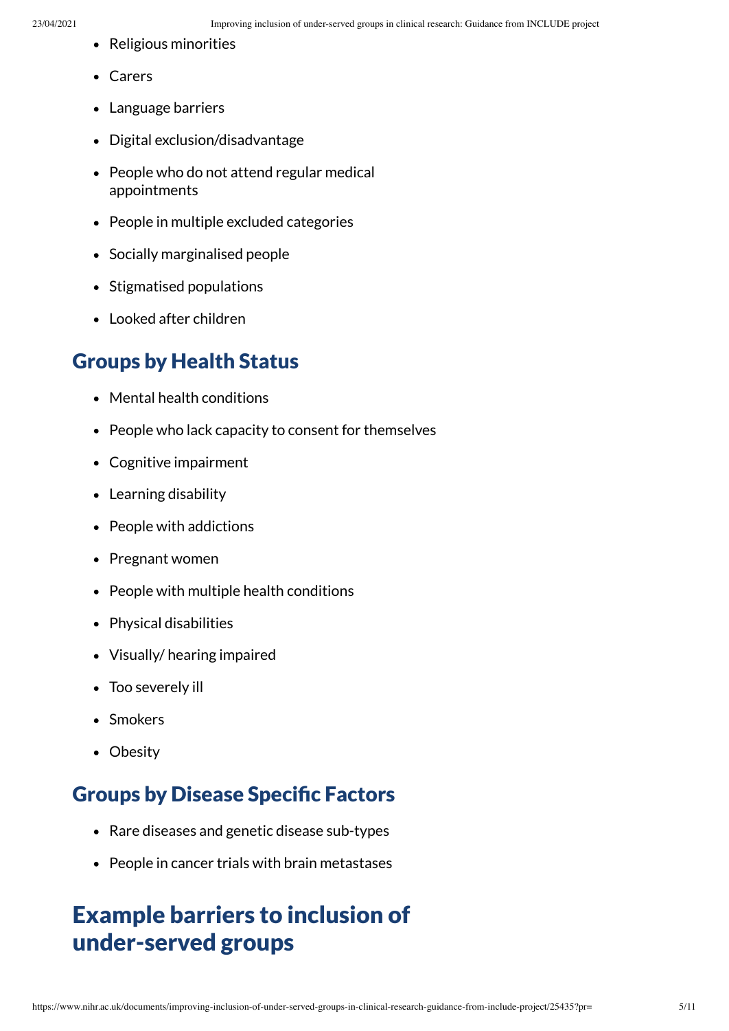- Religious minorities
- Carers
- Language barriers
- Digital exclusion/disadvantage
- People who do not attend regular medical appointments
- People in multiple excluded categories
- Socially marginalised people
- Stigmatised populations
- Looked after children

## Groups by Health Status

- Mental health conditions
- People who lack capacity to consent for themselves
- Cognitive impairment
- Learning disability
- People with addictions
- Pregnant women
- People with multiple health conditions
- Physical disabilities
- Visually/ hearing impaired
- Too severely ill
- Smokers
- Obesity

## Groups by Disease Specific Factors

- Rare diseases and genetic disease sub-types
- People in cancer trials with brain metastases

# Example barriers to inclusion of under-served groups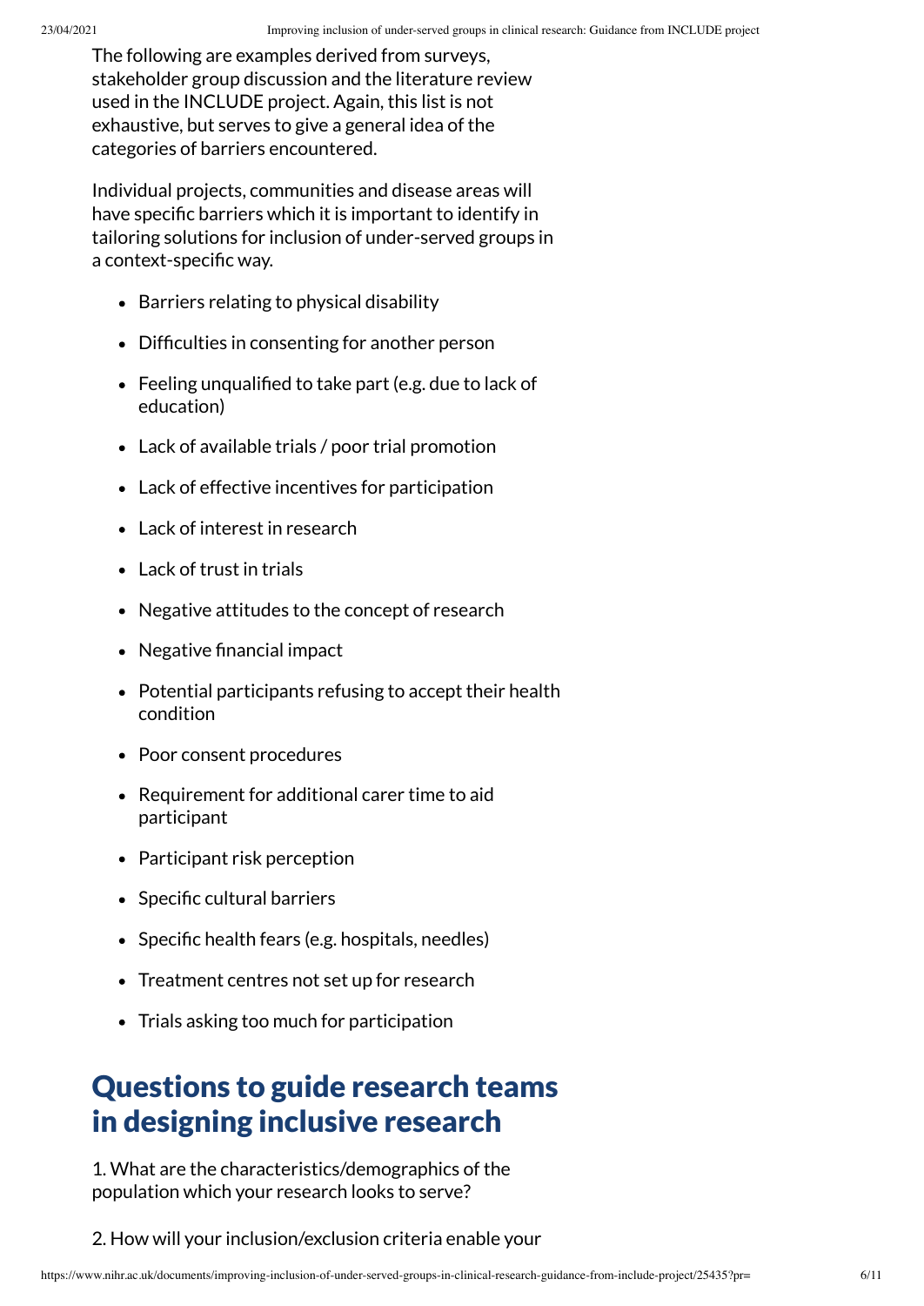The following are examples derived from surveys, stakeholder group discussion and the literature review used in the INCLUDE project. Again, this list is not exhaustive, but serves to give a general idea of the categories of barriers encountered.

Individual projects, communities and disease areas will have specific barriers which it is important to identify in tailoring solutions for inclusion of under-served groups in a context-specific way.

- Barriers relating to physical disability
- Difficulties in consenting for another person
- Feeling unqualified to take part (e.g. due to lack of education)
- Lack of available trials / poor trial promotion
- Lack of effective incentives for participation
- Lack of interest in research
- Lack of trust in trials
- Negative attitudes to the concept of research
- Negative financial impact
- Potential participants refusing to accept their health condition
- Poor consent procedures
- Requirement for additional carer time to aid participant
- Participant risk perception
- Specific cultural barriers
- Specific health fears (e.g. hospitals, needles)
- Treatment centres not set up for research
- Trials asking too much for participation

## Questions to guide research teams in designing inclusive research

1. What are the characteristics/demographics of the population which your research looks to serve?

2. How will your inclusion/exclusion criteria enable your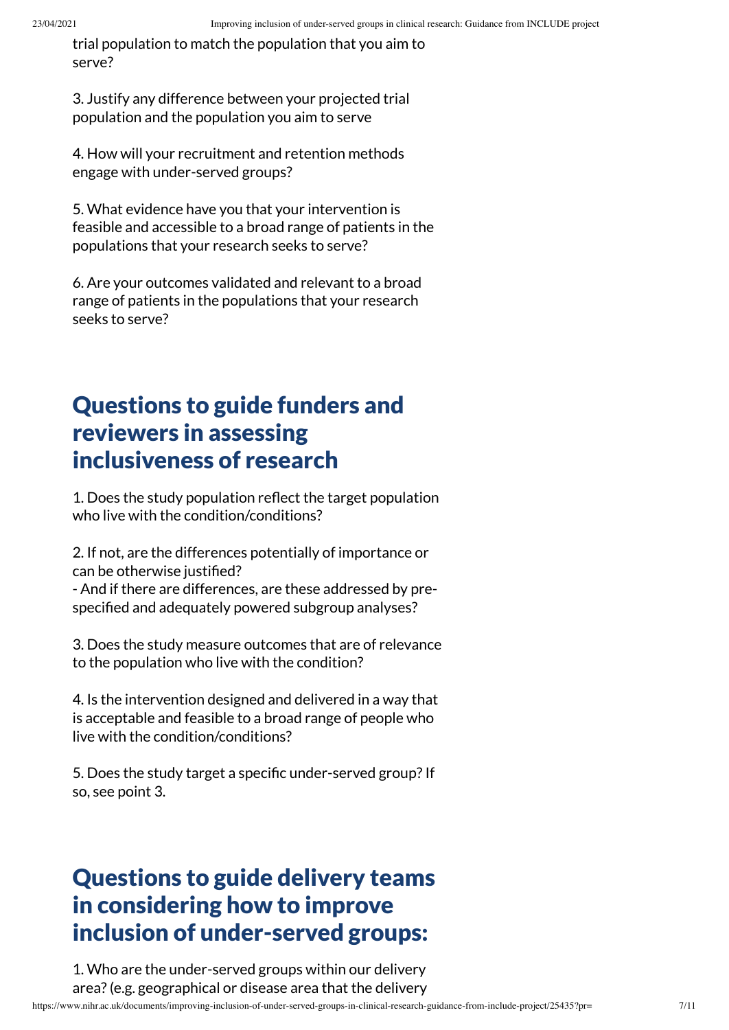trial population to match the population that you aim to serve?

3. Justify any difference between your projected trial population and the population you aim to serve

4. How will your recruitment and retention methods engage with under-served groups?

5. What evidence have you that your intervention is feasible and accessible to a broad range of patients in the populations that your research seeks to serve?

6. Are your outcomes validated and relevant to a broad range of patients in the populations that your research seeks to serve?

## Questions to guide funders and reviewers in assessing inclusiveness of research

1. Does the study population reflect the target population who live with the condition/conditions?

2. If not, are the differences potentially of importance or can be otherwise justified?
- And if there are differences, are these addressed by pre-specified and adequately powered subgroup analyses?

3. Does the study measure outcomes that are of relevance to the population who live with the condition?

4. Is the intervention designed and delivered in a way that is acceptable and feasible to a broad range of people who live with the condition/conditions?

5. Does the study target a specific under-served group? If so, see point 3.

## Questions to guide delivery teams in considering how to improve inclusion of under-served groups:

1. Who are the under-served groups within our delivery area? (e.g. geographical or disease area that the delivery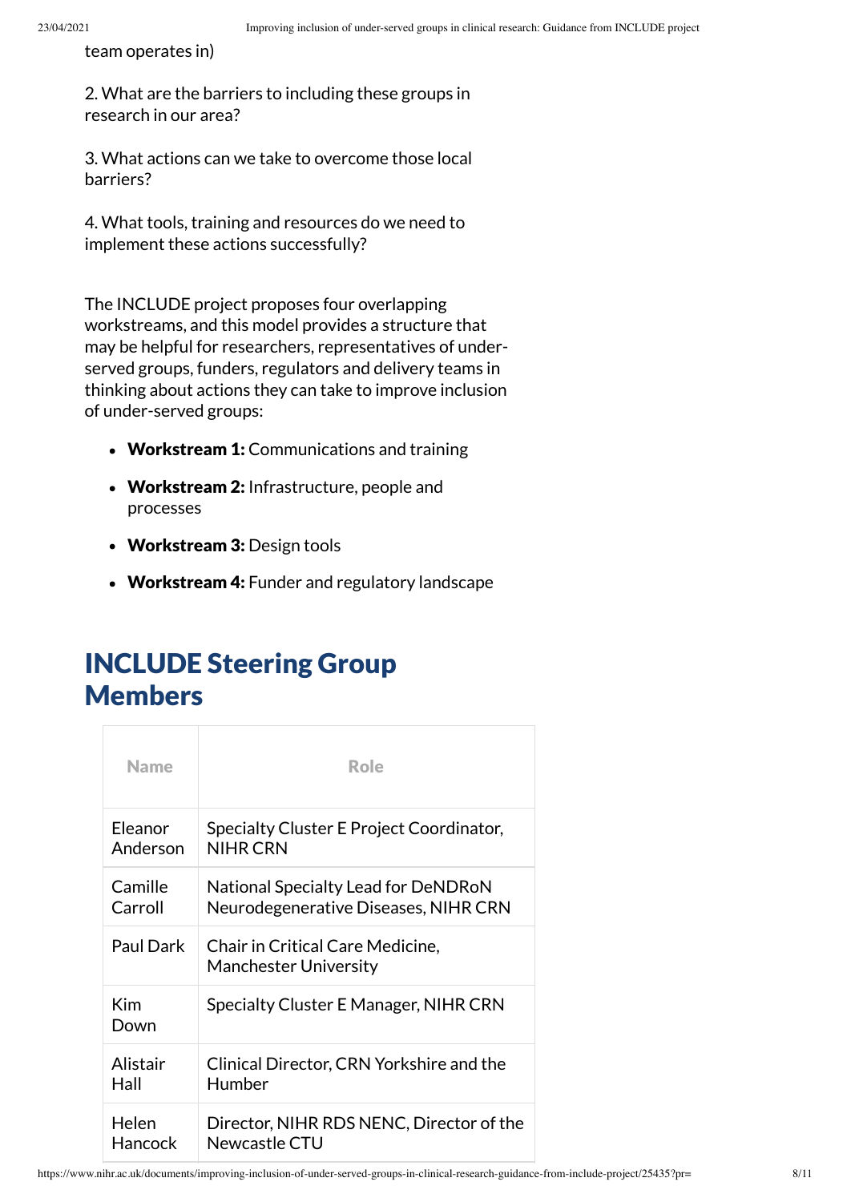team operates in)

2. What are the barriers to including these groups in research in our area?

3. What actions can we take to overcome those local barriers?

4. What tools, training and resources do we need to implement these actions successfully?

The INCLUDE project proposes four overlapping workstreams, and this model provides a structure that may be helpful for researchers, representatives of under-served groups, funders, regulators and delivery teams in thinking about actions they can take to improve inclusion of under-served groups:

- **Workstream 1:** Communications and training
- **Workstream 2:** Infrastructure, people and processes
- **Workstream 3:** Design tools
- **Workstream 4:** Funder and regulatory landscape

## INCLUDE Steering Group Members

| Name | Role |
| --- | --- |
| Eleanor Anderson | Specialty Cluster E Project Coordinator, NIHR CRN |
| Camille Carroll | National Specialty Lead for DeNDRoN Neurodegenerative Diseases, NIHR CRN |
| Paul Dark | Chair in Critical Care Medicine, Manchester University |
| Kim Down | Specialty Cluster E Manager, NIHR CRN |
| Alistair Hall | Clinical Director, CRN Yorkshire and the Humber |
| Helen Hancock | Director, NIHR RDS NENC, Director of the Newcastle CTU |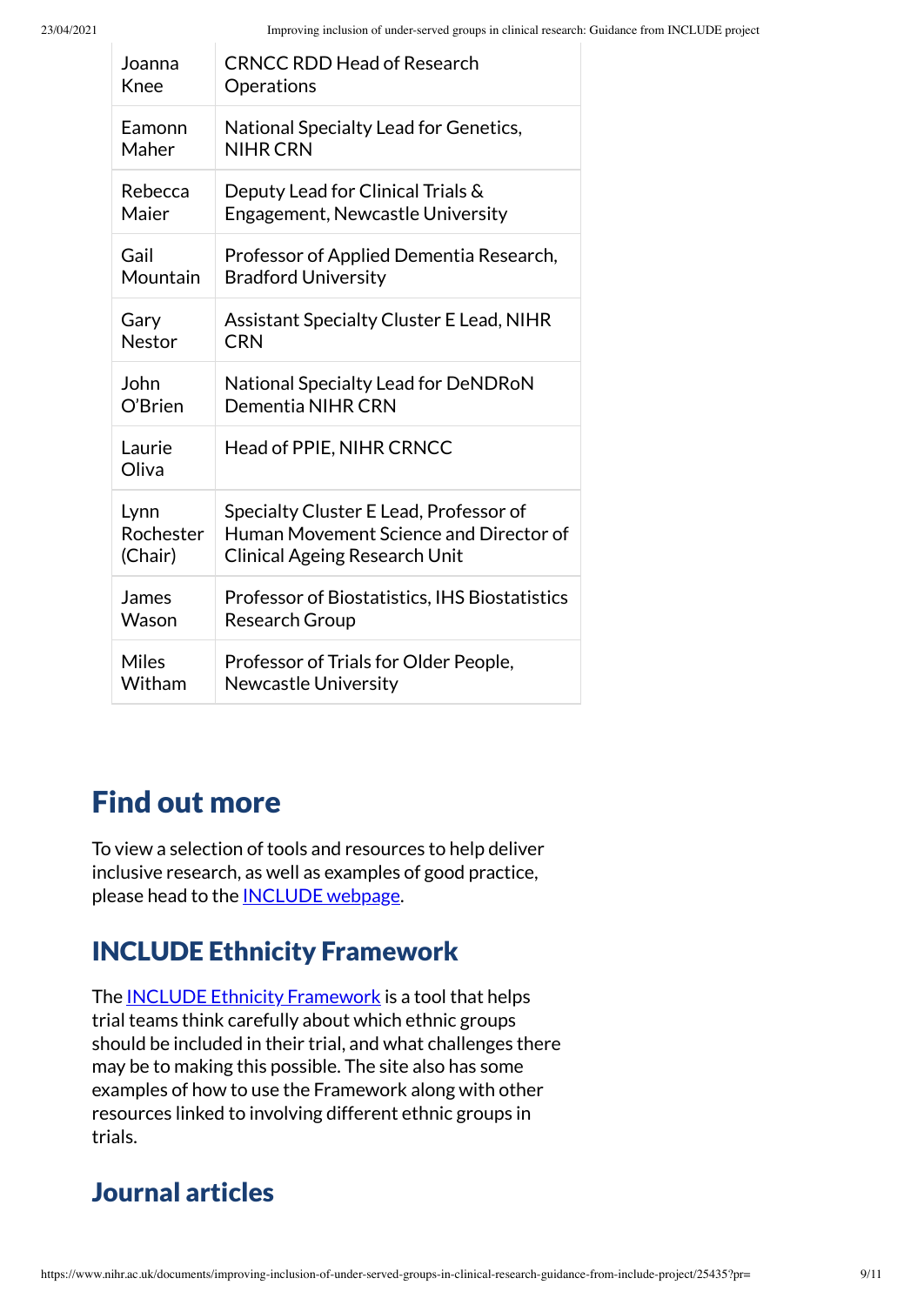| | |
|---|---|
| Joanna Knee | CRNCC RDD Head of Research Operations |
| Eamonn Maher | National Specialty Lead for Genetics, NIHR CRN |
| Rebecca Maier | Deputy Lead for Clinical Trials & Engagement, Newcastle University |
| Gail Mountain | Professor of Applied Dementia Research, Bradford University |
| Gary Nestor | Assistant Specialty Cluster E Lead, NIHR CRN |
| John O'Brien | National Specialty Lead for DeNDRoN Dementia NIHR CRN |
| Laurie Oliva | Head of PPIE, NIHR CRNCC |
| Lynn Rochester (Chair) | Specialty Cluster E Lead, Professor of Human Movement Science and Director of Clinical Ageing Research Unit |
| James Wason | Professor of Biostatistics, IHS Biostatistics Research Group |
| Miles Witham | Professor of Trials for Older People, Newcastle University |

## Find out more

To view a selection of tools and resources to help deliver inclusive research, as well as examples of good practice, please head to the INCLUDE webpage.

## INCLUDE Ethnicity Framework

The INCLUDE Ethnicity Framework is a tool that helps trial teams think carefully about which ethnic groups should be included in their trial, and what challenges there may be to making this possible. The site also has some examples of how to use the Framework along with other resources linked to involving different ethnic groups in trials.

## Journal articles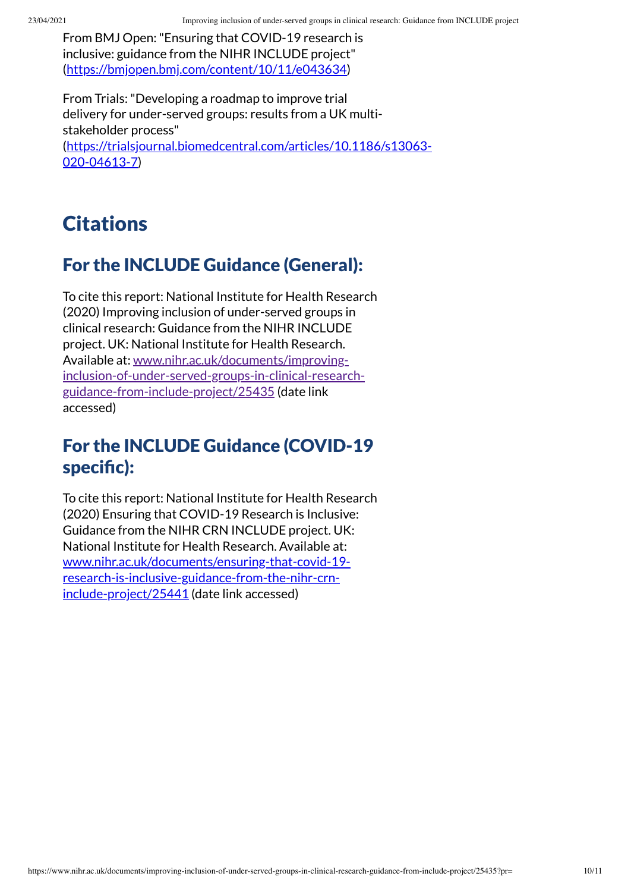From BMJ Open: "Ensuring that COVID-19 research is inclusive: guidance from the NIHR INCLUDE project" (https://bmjopen.bmj.com/content/10/11/e043634)

From Trials: "Developing a roadmap to improve trial delivery for under-served groups: results from a UK multi-stakeholder process" (https://trialsjournal.biomedcentral.com/articles/10.1186/s13063-020-04613-7)

# Citations

## For the INCLUDE Guidance (General):

To cite this report: National Institute for Health Research (2020) Improving inclusion of under-served groups in clinical research: Guidance from the NIHR INCLUDE project. UK: National Institute for Health Research. Available at: www.nihr.ac.uk/documents/improving-inclusion-of-under-served-groups-in-clinical-research-guidance-from-include-project/25435 (date link accessed)

## For the INCLUDE Guidance (COVID-19 specific):

To cite this report: National Institute for Health Research (2020) Ensuring that COVID-19 Research is Inclusive: Guidance from the NIHR CRN INCLUDE project. UK: National Institute for Health Research. Available at: www.nihr.ac.uk/documents/ensuring-that-covid-19-research-is-inclusive-guidance-from-the-nihr-crn-include-project/25441 (date link accessed)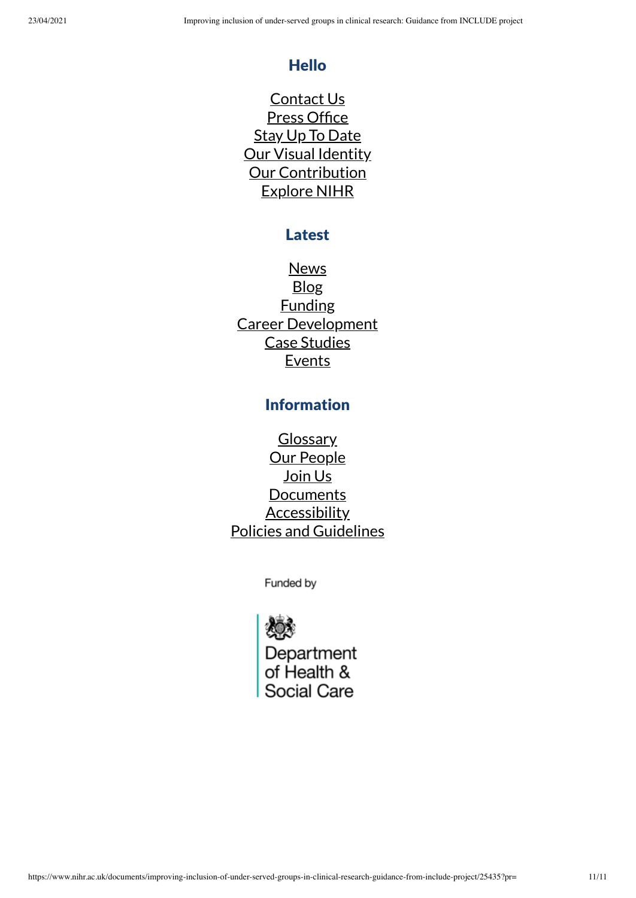## Hello

Contact Us
Press Office
Stay Up To Date
Our Visual Identity
Our Contribution
Explore NIHR

## Latest

News
Blog
Funding
Career Development
Case Studies
Events

## Information

Glossary
Our People
Join Us
Documents
Accessibility
Policies and Guidelines

Funded by

Department of Health & Social Care